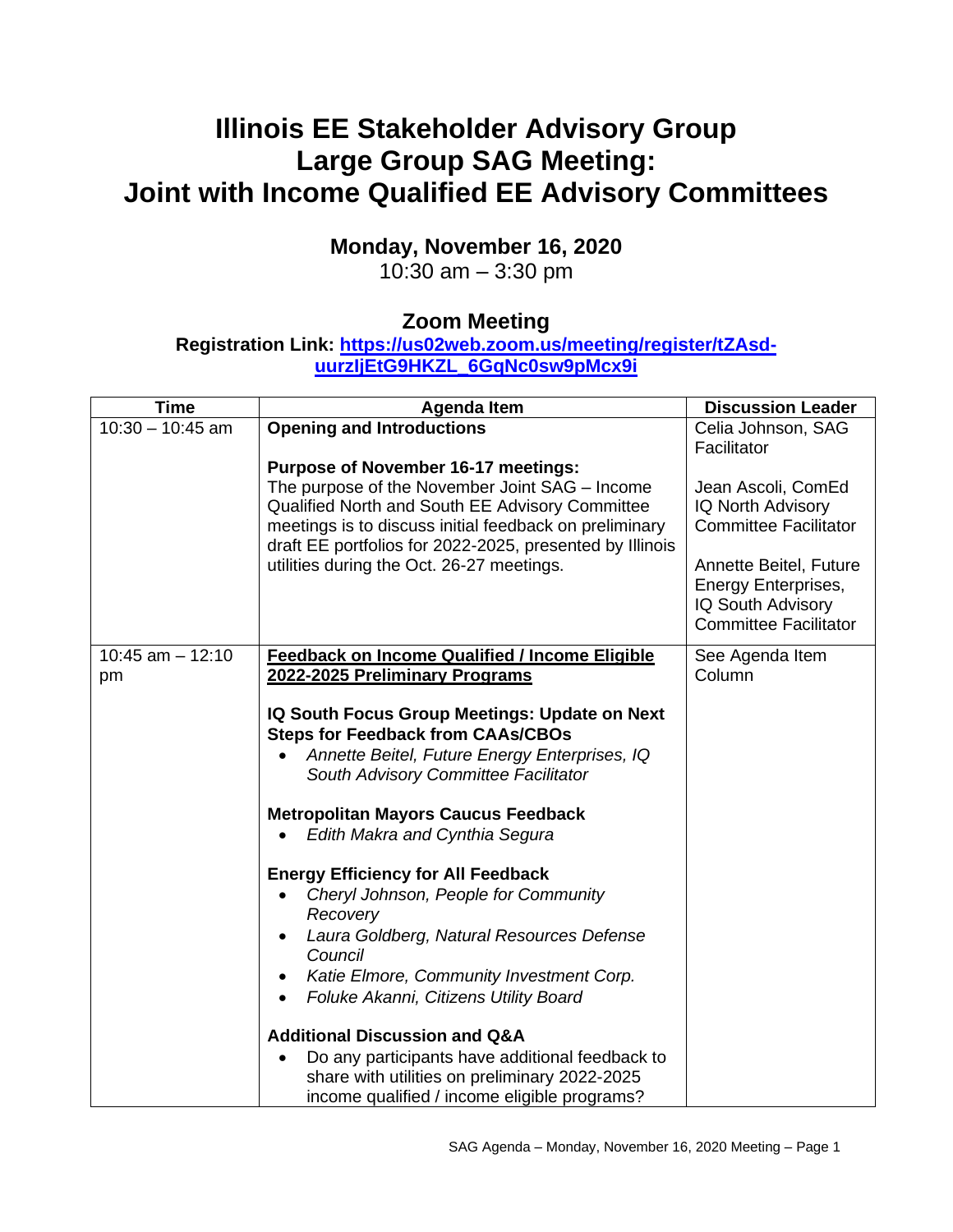# Illinois EE Stakeholder Advisory Group
# Large Group SAG Meeting:
# Joint with Income Qualified EE Advisory Committees

**Monday, November 16, 2020**
10:30 am – 3:30 pm

## Zoom Meeting

**Registration Link: [https://us02web.zoom.us/meeting/register/tZAsd-uurzljEtG9HKZL_6GqNc0sw9pMcx9i](https://us02web.zoom.us/meeting/register/tZAsd-uurzljEtG9HKZL_6GqNc0sw9pMcx9i)**

| Time | Agenda Item | Discussion Leader |
|---|---|---|
| 10:30 – 10:45 am | **Opening and Introductions**<br><br>**Purpose of November 16-17 meetings:**<br>The purpose of the November Joint SAG – Income Qualified North and South EE Advisory Committee meetings is to discuss initial feedback on preliminary draft EE portfolios for 2022-2025, presented by Illinois utilities during the Oct. 26-27 meetings. | Celia Johnson, SAG Facilitator<br><br>Jean Ascoli, ComEd IQ North Advisory Committee Facilitator<br><br>Annette Beitel, Future Energy Enterprises, IQ South Advisory Committee Facilitator |
| 10:45 am – 12:10 pm | **Feedback on Income Qualified / Income Eligible 2022-2025 Preliminary Programs**<br><br>**IQ South Focus Group Meetings: Update on Next Steps for Feedback from CAAs/CBOs**<br>• *Annette Beitel, Future Energy Enterprises, IQ South Advisory Committee Facilitator*<br><br>**Metropolitan Mayors Caucus Feedback**<br>• *Edith Makra and Cynthia Segura*<br><br>**Energy Efficiency for All Feedback**<br>• *Cheryl Johnson, People for Community Recovery*<br>• *Laura Goldberg, Natural Resources Defense Council*<br>• *Katie Elmore, Community Investment Corp.*<br>• *Foluke Akanni, Citizens Utility Board*<br><br>**Additional Discussion and Q&A**<br>• Do any participants have additional feedback to share with utilities on preliminary 2022-2025 income qualified / income eligible programs? | See Agenda Item Column |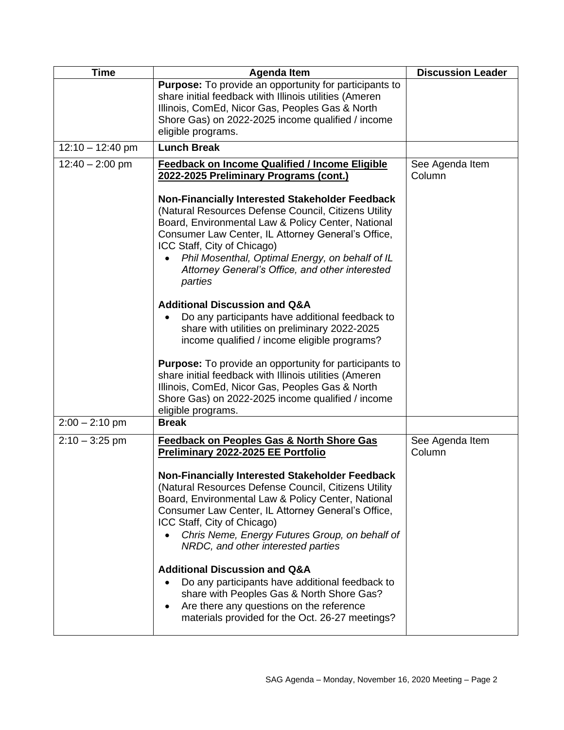| Time | Agenda Item | Discussion Leader |
|---|---|---|
| | **Purpose:** To provide an opportunity for participants to share initial feedback with Illinois utilities (Ameren Illinois, ComEd, Nicor Gas, Peoples Gas & North Shore Gas) on 2022-2025 income qualified / income eligible programs. | |
| 12:10 – 12:40 pm | **Lunch Break** | |
| 12:40 – 2:00 pm | **Feedback on Income Qualified / Income Eligible 2022-2025 Preliminary Programs (cont.)**<br><br>**Non-Financially Interested Stakeholder Feedback** (Natural Resources Defense Council, Citizens Utility Board, Environmental Law & Policy Center, National Consumer Law Center, IL Attorney General's Office, ICC Staff, City of Chicago)<br>• *Phil Mosenthal, Optimal Energy, on behalf of IL Attorney General's Office, and other interested parties*<br><br>**Additional Discussion and Q&A**<br>• Do any participants have additional feedback to share with utilities on preliminary 2022-2025 income qualified / income eligible programs?<br><br>**Purpose:** To provide an opportunity for participants to share initial feedback with Illinois utilities (Ameren Illinois, ComEd, Nicor Gas, Peoples Gas & North Shore Gas) on 2022-2025 income qualified / income eligible programs. | See Agenda Item Column |
| 2:00 – 2:10 pm | **Break** | |
| 2:10 – 3:25 pm | **Feedback on Peoples Gas & North Shore Gas Preliminary 2022-2025 EE Portfolio**<br><br>**Non-Financially Interested Stakeholder Feedback** (Natural Resources Defense Council, Citizens Utility Board, Environmental Law & Policy Center, National Consumer Law Center, IL Attorney General's Office, ICC Staff, City of Chicago)<br>• *Chris Neme, Energy Futures Group, on behalf of NRDC, and other interested parties*<br><br>**Additional Discussion and Q&A**<br>• Do any participants have additional feedback to share with Peoples Gas & North Shore Gas?<br>• Are there any questions on the reference materials provided for the Oct. 26-27 meetings? | See Agenda Item Column |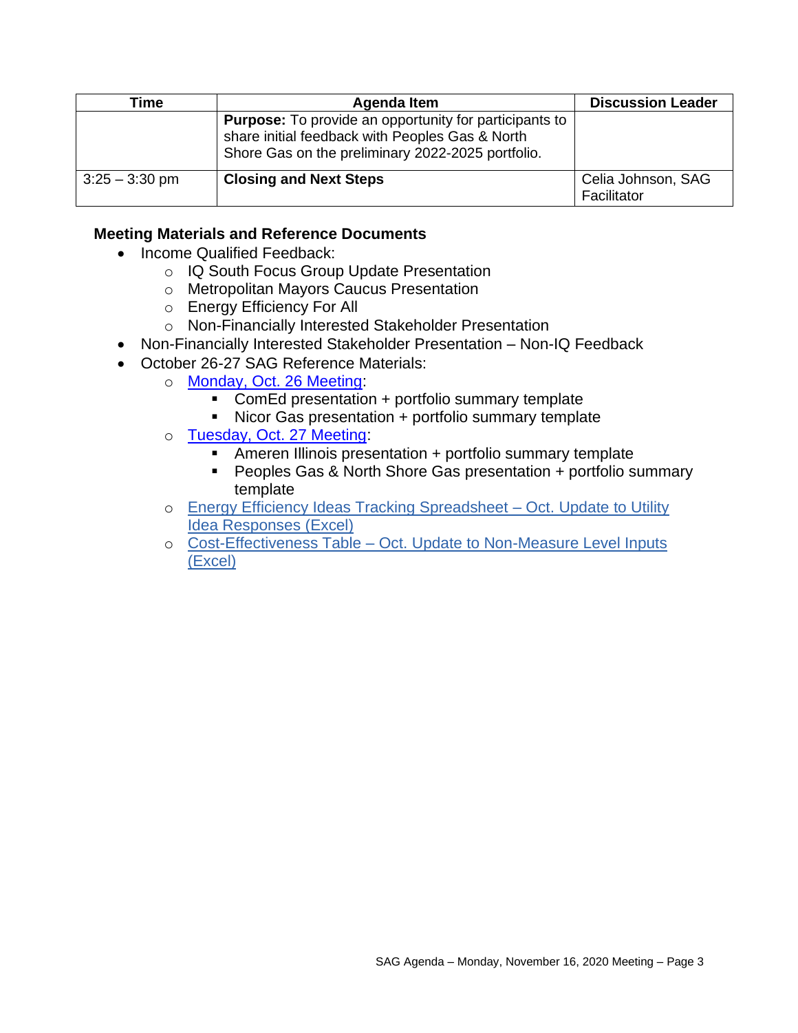| Time | Agenda Item | Discussion Leader |
|---|---|---|
| | **Purpose:** To provide an opportunity for participants to share initial feedback with Peoples Gas & North Shore Gas on the preliminary 2022-2025 portfolio. | |
| 3:25 – 3:30 pm | **Closing and Next Steps** | Celia Johnson, SAG Facilitator |

**Meeting Materials and Reference Documents**

- Income Qualified Feedback:
  - IQ South Focus Group Update Presentation
  - Metropolitan Mayors Caucus Presentation
  - Energy Efficiency For All
  - Non-Financially Interested Stakeholder Presentation
- Non-Financially Interested Stakeholder Presentation – Non-IQ Feedback
- October 26-27 SAG Reference Materials:
  - Monday, Oct. 26 Meeting:
    - ComEd presentation + portfolio summary template
    - Nicor Gas presentation + portfolio summary template
  - Tuesday, Oct. 27 Meeting:
    - Ameren Illinois presentation + portfolio summary template
    - Peoples Gas & North Shore Gas presentation + portfolio summary template
  - Energy Efficiency Ideas Tracking Spreadsheet – Oct. Update to Utility Idea Responses (Excel)
  - Cost-Effectiveness Table – Oct. Update to Non-Measure Level Inputs (Excel)